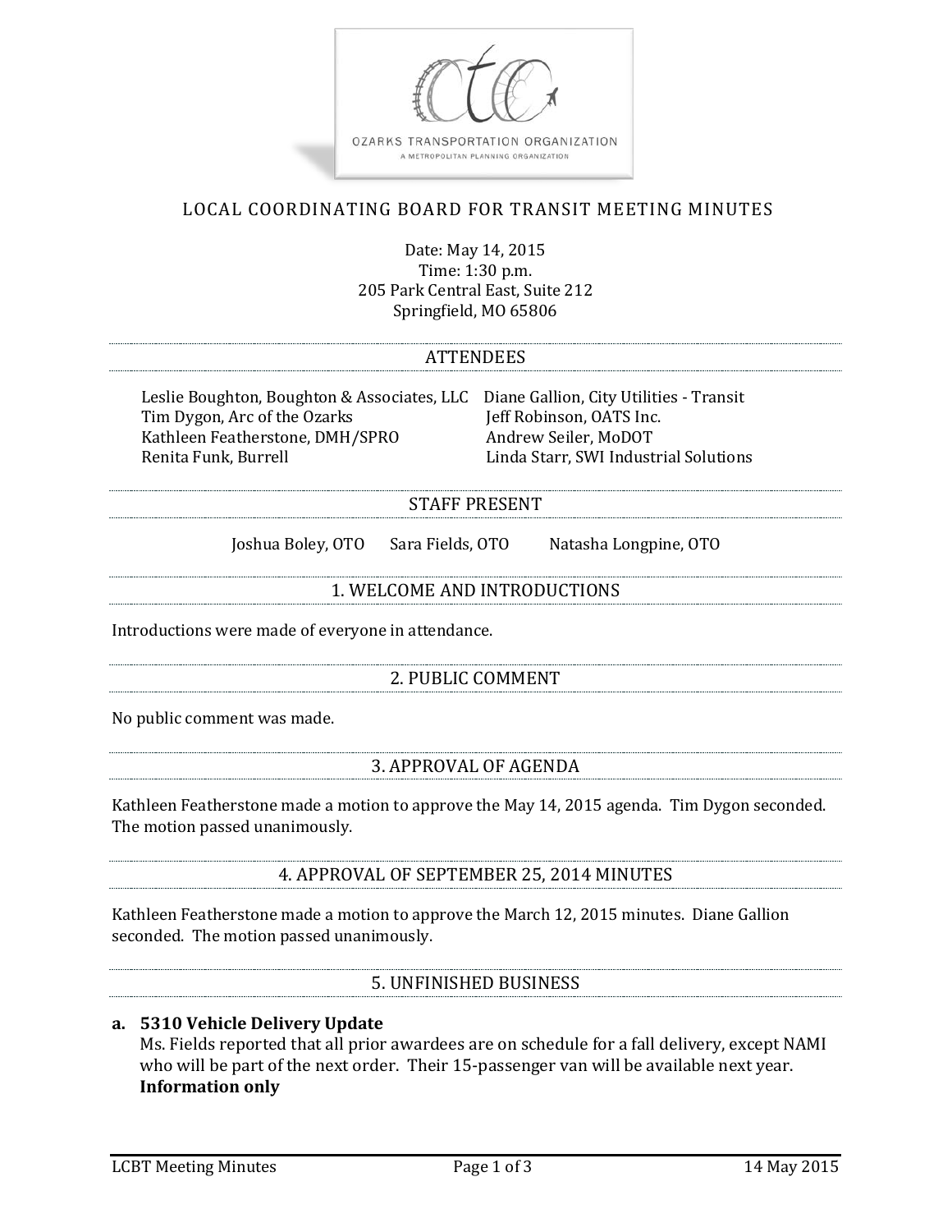OZARKS TRANSPORTATION ORGANIZATION
A METROPOLITAN PLANNING ORGANIZATION

# LOCAL COORDINATING BOARD FOR TRANSIT MEETING MINUTES

Date: May 14, 2015
Time: 1:30 p.m.
205 Park Central East, Suite 212
Springfield, MO 65806

## ATTENDEES

Leslie Boughton, Boughton & Associates, LLC
Tim Dygon, Arc of the Ozarks
Kathleen Featherstone, DMH/SPRO
Renita Funk, Burrell
Diane Gallion, City Utilities - Transit
Jeff Robinson, OATS Inc.
Andrew Seiler, MoDOT
Linda Starr, SWI Industrial Solutions

## STAFF PRESENT

Joshua Boley, OTO  Sara Fields, OTO  Natasha Longpine, OTO

## 1. WELCOME AND INTRODUCTIONS

Introductions were made of everyone in attendance.

## 2. PUBLIC COMMENT

No public comment was made.

## 3. APPROVAL OF AGENDA

Kathleen Featherstone made a motion to approve the May 14, 2015 agenda. Tim Dygon seconded. The motion passed unanimously.

## 4. APPROVAL OF SEPTEMBER 25, 2014 MINUTES

Kathleen Featherstone made a motion to approve the March 12, 2015 minutes. Diane Gallion seconded. The motion passed unanimously.

## 5. UNFINISHED BUSINESS

**a. 5310 Vehicle Delivery Update**

Ms. Fields reported that all prior awardees are on schedule for a fall delivery, except NAMI who will be part of the next order. Their 15-passenger van will be available next year.
**Information only**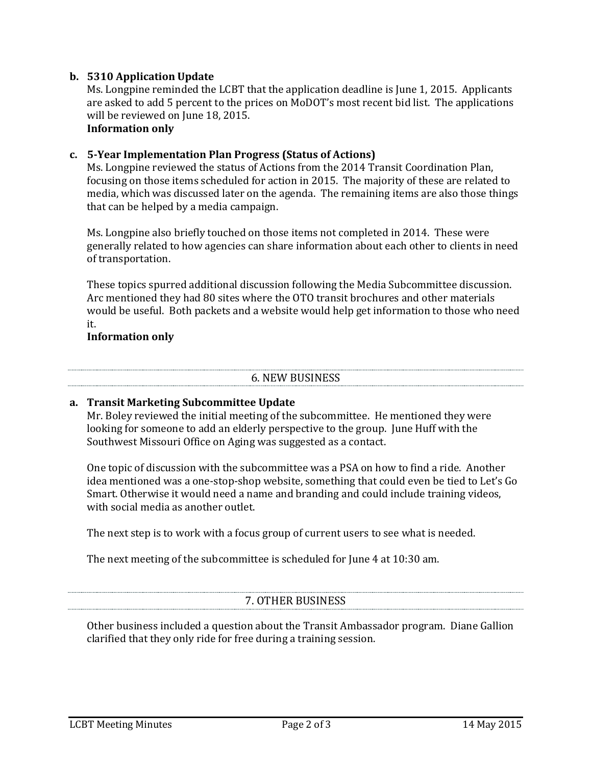**b. 5310 Application Update**

Ms. Longpine reminded the LCBT that the application deadline is June 1, 2015. Applicants are asked to add 5 percent to the prices on MoDOT's most recent bid list. The applications will be reviewed on June 18, 2015.

**Information only**

**c. 5-Year Implementation Plan Progress (Status of Actions)**

Ms. Longpine reviewed the status of Actions from the 2014 Transit Coordination Plan, focusing on those items scheduled for action in 2015. The majority of these are related to media, which was discussed later on the agenda. The remaining items are also those things that can be helped by a media campaign.

Ms. Longpine also briefly touched on those items not completed in 2014. These were generally related to how agencies can share information about each other to clients in need of transportation.

These topics spurred additional discussion following the Media Subcommittee discussion. Arc mentioned they had 80 sites where the OTO transit brochures and other materials would be useful. Both packets and a website would help get information to those who need it.

**Information only**

## 6. NEW BUSINESS

**a. Transit Marketing Subcommittee Update**

Mr. Boley reviewed the initial meeting of the subcommittee. He mentioned they were looking for someone to add an elderly perspective to the group. June Huff with the Southwest Missouri Office on Aging was suggested as a contact.

One topic of discussion with the subcommittee was a PSA on how to find a ride. Another idea mentioned was a one-stop-shop website, something that could even be tied to Let's Go Smart. Otherwise it would need a name and branding and could include training videos, with social media as another outlet.

The next step is to work with a focus group of current users to see what is needed.

The next meeting of the subcommittee is scheduled for June 4 at 10:30 am.

## 7. OTHER BUSINESS

Other business included a question about the Transit Ambassador program. Diane Gallion clarified that they only ride for free during a training session.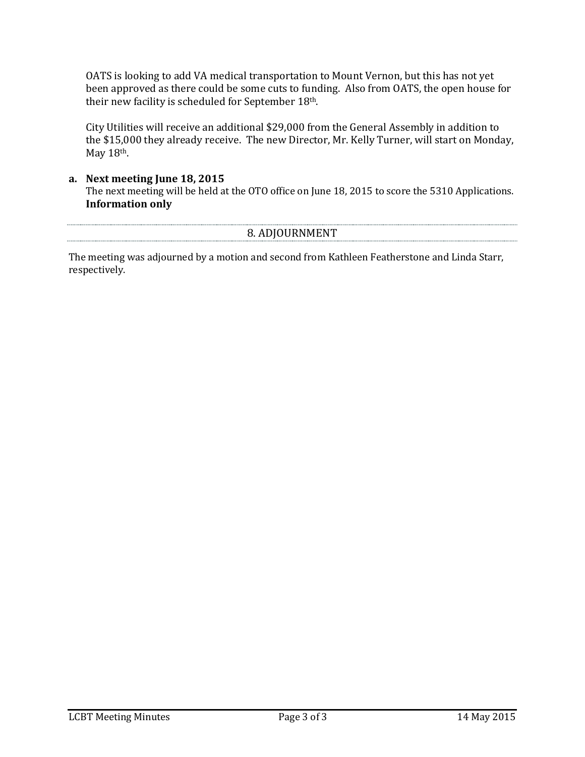OATS is looking to add VA medical transportation to Mount Vernon, but this has not yet been approved as there could be some cuts to funding. Also from OATS, the open house for their new facility is scheduled for September 18th.

City Utilities will receive an additional $29,000 from the General Assembly in addition to the $15,000 they already receive. The new Director, Mr. Kelly Turner, will start on Monday, May 18th.

**a. Next meeting June 18, 2015**

The next meeting will be held at the OTO office on June 18, 2015 to score the 5310 Applications.
**Information only**

## 8. ADJOURNMENT

The meeting was adjourned by a motion and second from Kathleen Featherstone and Linda Starr, respectively.